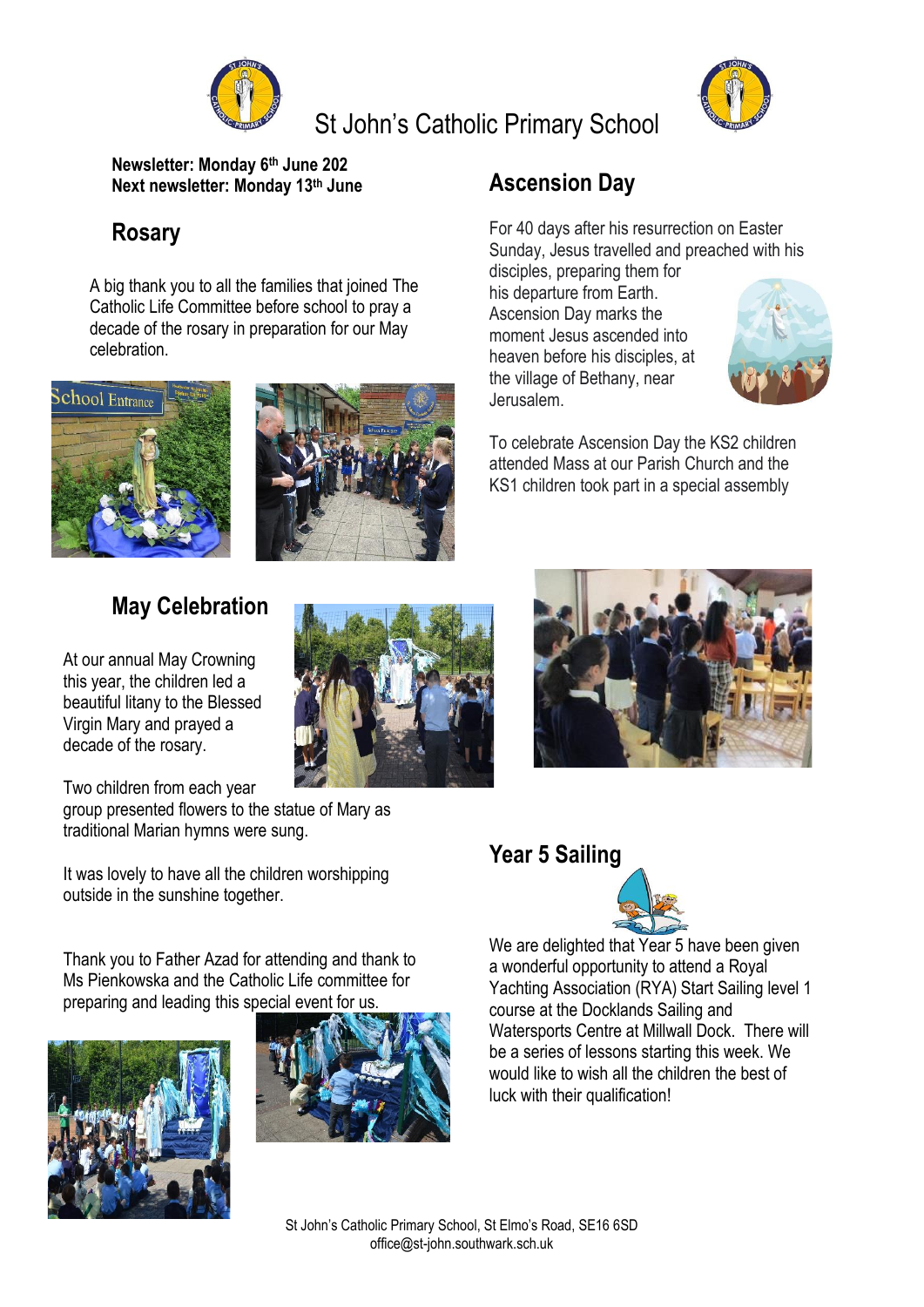# St John's Catholic Primary School

**Newsletter: Monday 6th June 202**
**Next newsletter: Monday 13th June**

## Rosary

A big thank you to all the families that joined The Catholic Life Committee before school to pray a decade of the rosary in preparation for our May celebration.

## May Celebration

At our annual May Crowning this year, the children led a beautiful litany to the Blessed Virgin Mary and prayed a decade of the rosary.

Two children from each year group presented flowers to the statue of Mary as traditional Marian hymns were sung.

It was lovely to have all the children worshipping outside in the sunshine together.

Thank you to Father Azad for attending and thank to Ms Pienkowska and the Catholic Life committee for preparing and leading this special event for us.

## Ascension Day

For 40 days after his resurrection on Easter Sunday, Jesus travelled and preached with his disciples, preparing them for his departure from Earth. Ascension Day marks the moment Jesus ascended into heaven before his disciples, at the village of Bethany, near Jerusalem.

To celebrate Ascension Day the KS2 children attended Mass at our Parish Church and the KS1 children took part in a special assembly

## Year 5 Sailing

We are delighted that Year 5 have been given a wonderful opportunity to attend a Royal Yachting Association (RYA) Start Sailing level 1 course at the Docklands Sailing and Watersports Centre at Millwall Dock. There will be a series of lessons starting this week. We would like to wish all the children the best of luck with their qualification!

St John's Catholic Primary School, St Elmo's Road, SE16 6SD
office@st-john.southwark.sch.uk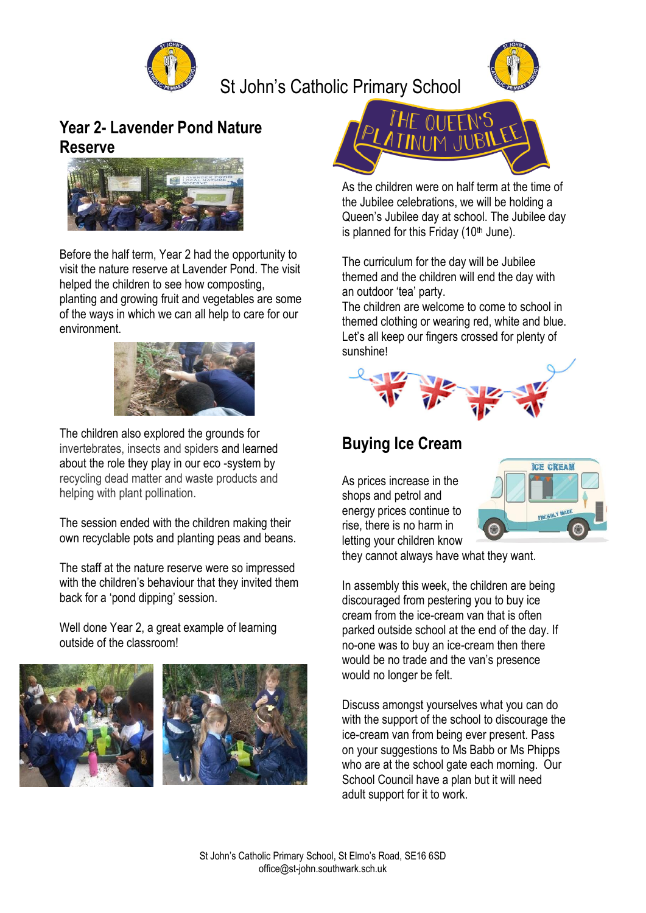St John's Catholic Primary School

## Year 2- Lavender Pond Nature Reserve

Before the half term, Year 2 had the opportunity to visit the nature reserve at Lavender Pond. The visit helped the children to see how composting, planting and growing fruit and vegetables are some of the ways in which we can all help to care for our environment.

The children also explored the grounds for invertebrates, insects and spiders and learned about the role they play in our eco -system by recycling dead matter and waste products and helping with plant pollination.

The session ended with the children making their own recyclable pots and planting peas and beans.

The staff at the nature reserve were so impressed with the children's behaviour that they invited them back for a 'pond dipping' session.

Well done Year 2, a great example of learning outside of the classroom!

## The Queen's Platinum Jubilee

As the children were on half term at the time of the Jubilee celebrations, we will be holding a Queen's Jubilee day at school. The Jubilee day is planned for this Friday (10th June).

The curriculum for the day will be Jubilee themed and the children will end the day with an outdoor 'tea' party.
The children are welcome to come to school in themed clothing or wearing red, white and blue. Let's all keep our fingers crossed for plenty of sunshine!

## Buying Ice Cream

As prices increase in the shops and petrol and energy prices continue to rise, there is no harm in letting your children know they cannot always have what they want.

In assembly this week, the children are being discouraged from pestering you to buy ice cream from the ice-cream van that is often parked outside school at the end of the day. If no-one was to buy an ice-cream then there would be no trade and the van's presence would no longer be felt.

Discuss amongst yourselves what you can do with the support of the school to discourage the ice-cream van from being ever present. Pass on your suggestions to Ms Babb or Ms Phipps who are at the school gate each morning. Our School Council have a plan but it will need adult support for it to work.

St John's Catholic Primary School, St Elmo's Road, SE16 6SD
office@st-john.southwark.sch.uk